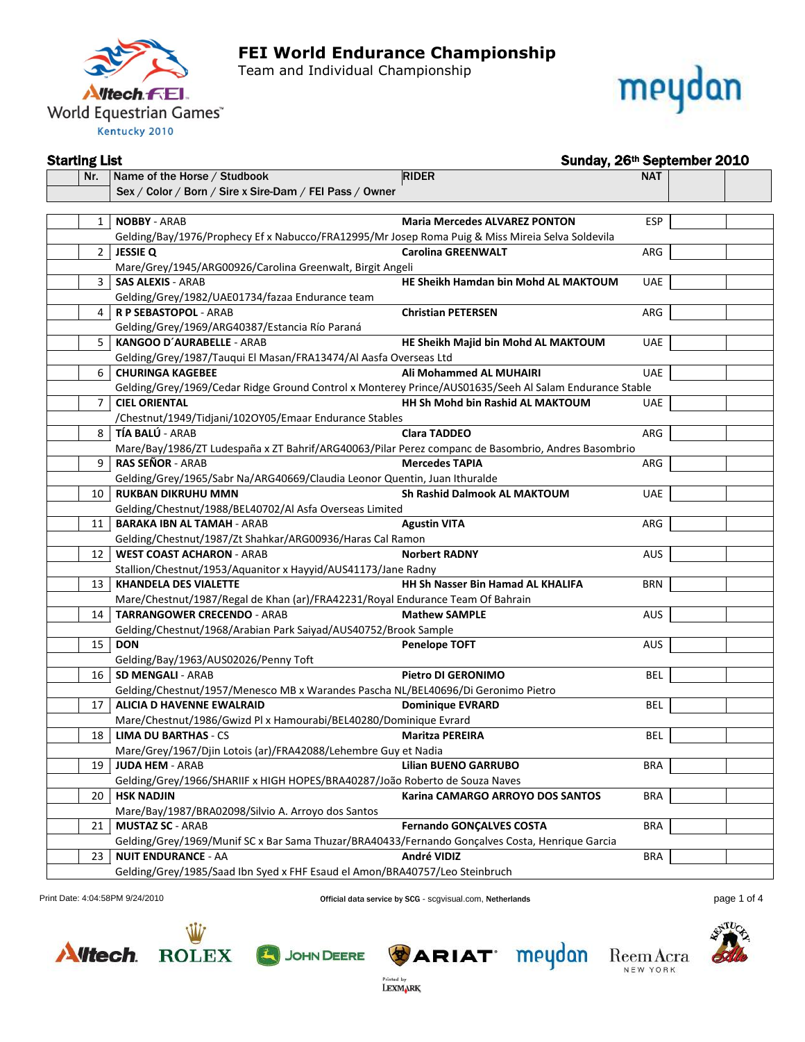# FEI World Endurance Championship

Team and Individual Championship

Kentucky 2010

## Starting List

**Sunday, 26th September 2010**

| Nr. | Name of the Horse / Studbook<br>Sex / Color / Born / Sire x Sire-Dam / FEI Pass / Owner | RIDER | NAT |
|---|---|---|---|
| 1 | **NOBBY** - ARAB<br>Gelding/Bay/1976/Prophecy Ef x Nabucco/FRA12995/Mr Josep Roma Puig & Miss Mireia Selva Soldevila | **Maria Mercedes ALVAREZ PONTON** | ESP |
| 2 | **JESSIE Q**<br>Mare/Grey/1945/ARG00926/Carolina Greenwalt, Birgit Angeli | **Carolina GREENWALT** | ARG |
| 3 | **SAS ALEXIS** - ARAB<br>Gelding/Grey/1982/UAE01734/fazaa Endurance team | **HE Sheikh Hamdan bin Mohd AL MAKTOUM** | UAE |
| 4 | **R P SEBASTOPOL** - ARAB<br>Gelding/Grey/1969/ARG40387/Estancia Río Paraná | **Christian PETERSEN** | ARG |
| 5 | **KANGOO D´AURABELLE** - ARAB<br>Gelding/Grey/1987/Tauqui El Masan/FRA13474/Al Aasfa Overseas Ltd | **HE Sheikh Majid bin Mohd AL MAKTOUM** | UAE |
| 6 | **CHURINGA KAGEBEE**<br>Gelding/Grey/1969/Cedar Ridge Ground Control x Monterey Prince/AUS01635/Seeh Al Salam Endurance Stable | **Ali Mohammed AL MUHAIRI** | UAE |
| 7 | **CIEL ORIENTAL**<br>/Chestnut/1949/Tidjani/102OY05/Emaar Endurance Stables | **HH Sh Mohd bin Rashid AL MAKTOUM** | UAE |
| 8 | **TÍA BALÚ** - ARAB<br>Mare/Bay/1986/ZT Ludespaña x ZT Bahrif/ARG40063/Pilar Perez companc de Basombrio, Andres Basombrio | **Clara TADDEO** | ARG |
| 9 | **RAS SEÑOR** - ARAB<br>Gelding/Grey/1965/Sabr Na/ARG40669/Claudia Leonor Quentin, Juan Ithuralde | **Mercedes TAPIA** | ARG |
| 10 | **RUKBAN DIKRUHU MMN**<br>Gelding/Chestnut/1988/BEL40702/Al Asfa Overseas Limited | **Sh Rashid Dalmook AL MAKTOUM** | UAE |
| 11 | **BARAKA IBN AL TAMAH** - ARAB<br>Gelding/Chestnut/1987/Zt Shahkar/ARG00936/Haras Cal Ramon | **Agustin VITA** | ARG |
| 12 | **WEST COAST ACHARON** - ARAB<br>Stallion/Chestnut/1953/Aquanitor x Hayyid/AUS41173/Jane Radny | **Norbert RADNY** | AUS |
| 13 | **KHANDELA DES VIALETTE**<br>Mare/Chestnut/1987/Regal de Khan (ar)/FRA42231/Royal Endurance Team Of Bahrain | **HH Sh Nasser Bin Hamad AL KHALIFA** | BRN |
| 14 | **TARRANGOWER CRECENDO** - ARAB<br>Gelding/Chestnut/1968/Arabian Park Saiyad/AUS40752/Brook Sample | **Mathew SAMPLE** | AUS |
| 15 | **DON**<br>Gelding/Bay/1963/AUS02026/Penny Toft | **Penelope TOFT** | AUS |
| 16 | **SD MENGALI** - ARAB<br>Gelding/Chestnut/1957/Menesco MB x Warandes Pascha NL/BEL40696/Di Geronimo Pietro | **Pietro DI GERONIMO** | BEL |
| 17 | **ALICIA D HAVENNE EWALRAID**<br>Mare/Chestnut/1986/Gwizd Pl x Hamourabi/BEL40280/Dominique Evrard | **Dominique EVRARD** | BEL |
| 18 | **LIMA DU BARTHAS** - CS<br>Mare/Grey/1967/Djin Lotois (ar)/FRA42088/Lehembre Guy et Nadia | **Maritza PEREIRA** | BEL |
| 19 | **JUDA HEM** - ARAB<br>Gelding/Grey/1966/SHARIIF x HIGH HOPES/BRA40287/João Roberto de Souza Naves | **Lilian BUENO GARRUBO** | BRA |
| 20 | **HSK NADJIN**<br>Mare/Bay/1987/BRA02098/Silvio A. Arroyo dos Santos | **Karina CAMARGO ARROYO DOS SANTOS** | BRA |
| 21 | **MUSTAZ SC** - ARAB<br>Gelding/Grey/1969/Munif SC x Bar Sama Thuzar/BRA40433/Fernando Gonçalves Costa, Henrique Garcia | **Fernando GONÇALVES COSTA** | BRA |
| 23 | **NUIT ENDURANCE** - AA<br>Gelding/Grey/1985/Saad Ibn Syed x FHF Esaud el Amon/BRA40757/Leo Steinbruch | **André VIDIZ** | BRA |

Print Date: 4:04:58PM 9/24/2010

Official data service by SCG - scgvisual.com, Netherlands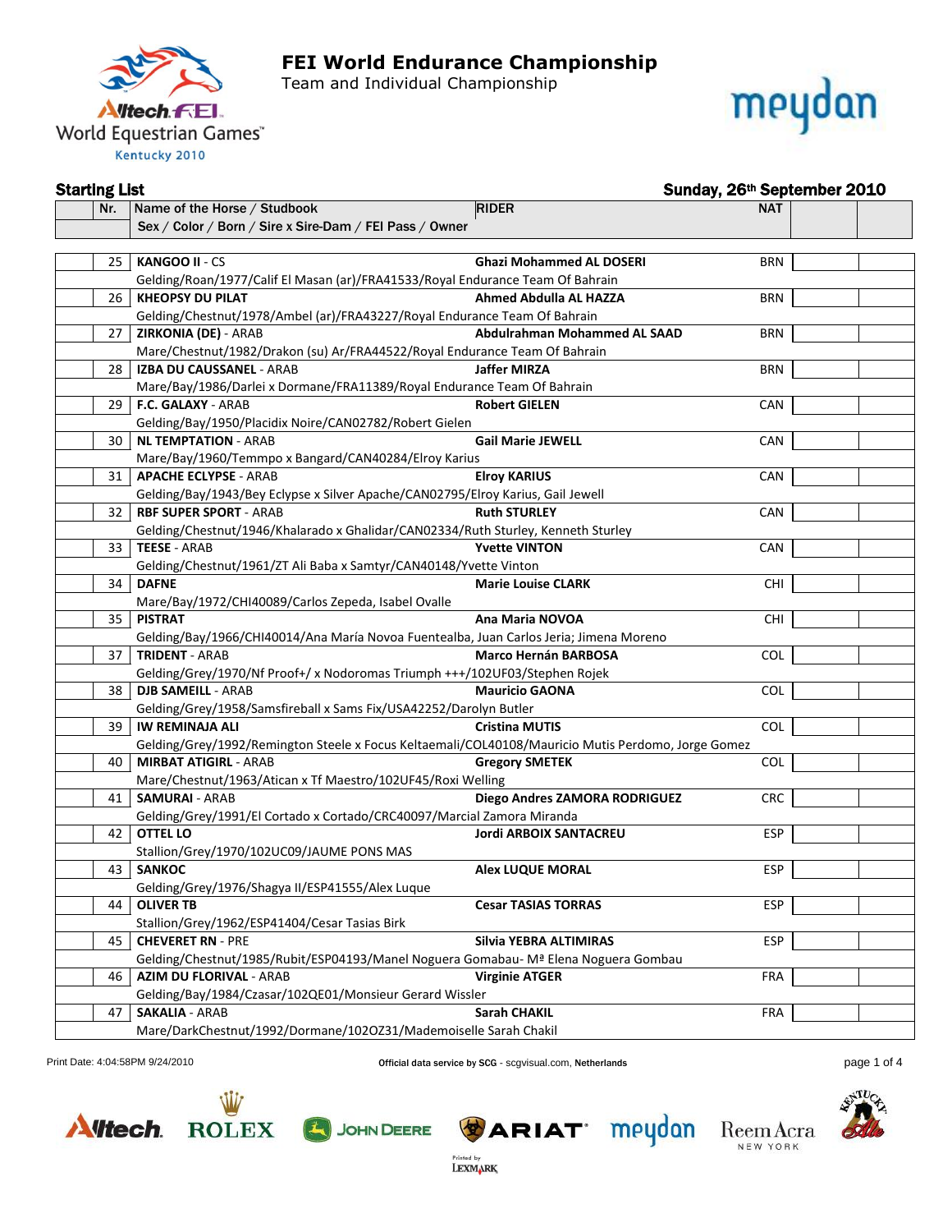# FEI World Endurance Championship

Team and Individual Championship

## Starting List

**Sunday, 26th September 2010**

| Nr. | Name of the Horse / Studbook<br>Sex / Color / Born / Sire x Sire-Dam / FEI Pass / Owner | RIDER | NAT | | |
|---|---|---|---|---|---|
| 25 | **KANGOO II** - CS<br>Gelding/Roan/1977/Calif El Masan (ar)/FRA41533/Royal Endurance Team Of Bahrain | **Ghazi Mohammed AL DOSERI** | BRN | | |
| 26 | **KHEOPSY DU PILAT**<br>Gelding/Chestnut/1978/Ambel (ar)/FRA43227/Royal Endurance Team Of Bahrain | **Ahmed Abdulla AL HAZZA** | BRN | | |
| 27 | **ZIRKONIA (DE)** - ARAB<br>Mare/Chestnut/1982/Drakon (su) Ar/FRA44522/Royal Endurance Team Of Bahrain | **Abdulrahman Mohammed AL SAAD** | BRN | | |
| 28 | **IZBA DU CAUSSANEL** - ARAB<br>Mare/Bay/1986/Darlei x Dormane/FRA11389/Royal Endurance Team Of Bahrain | **Jaffer MIRZA** | BRN | | |
| 29 | **F.C. GALAXY** - ARAB<br>Gelding/Bay/1950/Placidix Noire/CAN02782/Robert Gielen | **Robert GIELEN** | CAN | | |
| 30 | **NL TEMPTATION** - ARAB<br>Mare/Bay/1960/Temmpo x Bangard/CAN40284/Elroy Karius | **Gail Marie JEWELL** | CAN | | |
| 31 | **APACHE ECLYPSE** - ARAB<br>Gelding/Bay/1943/Bey Eclypse x Silver Apache/CAN02795/Elroy Karius, Gail Jewell | **Elroy KARIUS** | CAN | | |
| 32 | **RBF SUPER SPORT** - ARAB<br>Gelding/Chestnut/1946/Khalarado x Ghalidar/CAN02334/Ruth Sturley, Kenneth Sturley | **Ruth STURLEY** | CAN | | |
| 33 | **TEESE** - ARAB<br>Gelding/Chestnut/1961/ZT Ali Baba x Samtyr/CAN40148/Yvette Vinton | **Yvette VINTON** | CAN | | |
| 34 | **DAFNE**<br>Mare/Bay/1972/CHI40089/Carlos Zepeda, Isabel Ovalle | **Marie Louise CLARK** | CHI | | |
| 35 | **PISTRAT**<br>Gelding/Bay/1966/CHI40014/Ana María Novoa Fuentealba, Juan Carlos Jeria; Jimena Moreno | **Ana Maria NOVOA** | CHI | | |
| 37 | **TRIDENT** - ARAB<br>Gelding/Grey/1970/Nf Proof+/ x Nodoromas Triumph +++/102UF03/Stephen Rojek | **Marco Hernán BARBOSA** | COL | | |
| 38 | **DJB SAMEILL** - ARAB<br>Gelding/Grey/1958/Samsfireball x Sams Fix/USA42252/Darolyn Butler | **Mauricio GAONA** | COL | | |
| 39 | **IW REMINAJA ALI**<br>Gelding/Grey/1992/Remington Steele x Focus Keltaemali/COL40108/Mauricio Mutis Perdomo, Jorge Gomez | **Cristina MUTIS** | COL | | |
| 40 | **MIRBAT ATIGIRL** - ARAB<br>Mare/Chestnut/1963/Atican x Tf Maestro/102UF45/Roxi Welling | **Gregory SMETEK** | COL | | |
| 41 | **SAMURAI** - ARAB<br>Gelding/Grey/1991/El Cortado x Cortado/CRC40097/Marcial Zamora Miranda | **Diego Andres ZAMORA RODRIGUEZ** | CRC | | |
| 42 | **OTTEL LO**<br>Stallion/Grey/1970/102UC09/JAUME PONS MAS | **Jordi ARBOIX SANTACREU** | ESP | | |
| 43 | **SANKOC**<br>Gelding/Grey/1976/Shagya II/ESP41555/Alex Luque | **Alex LUQUE MORAL** | ESP | | |
| 44 | **OLIVER TB**<br>Stallion/Grey/1962/ESP41404/Cesar Tasias Birk | **Cesar TASIAS TORRAS** | ESP | | |
| 45 | **CHEVERET RN** - PRE<br>Gelding/Chestnut/1985/Rubit/ESP04193/Manel Noguera Gomabau- Mª Elena Noguera Gombau | **Silvia YEBRA ALTIMIRAS** | ESP | | |
| 46 | **AZIM DU FLORIVAL** - ARAB<br>Gelding/Bay/1984/Czasar/102QE01/Monsieur Gerard Wissler | **Virginie ATGER** | FRA | | |
| 47 | **SAKALIA** - ARAB<br>Mare/DarkChestnut/1992/Dormane/102OZ31/Mademoiselle Sarah Chakil | **Sarah CHAKIL** | FRA | | |

Print Date: 4:04:58PM 9/24/2010

Official data service by SCG - scgvisual.com, Netherlands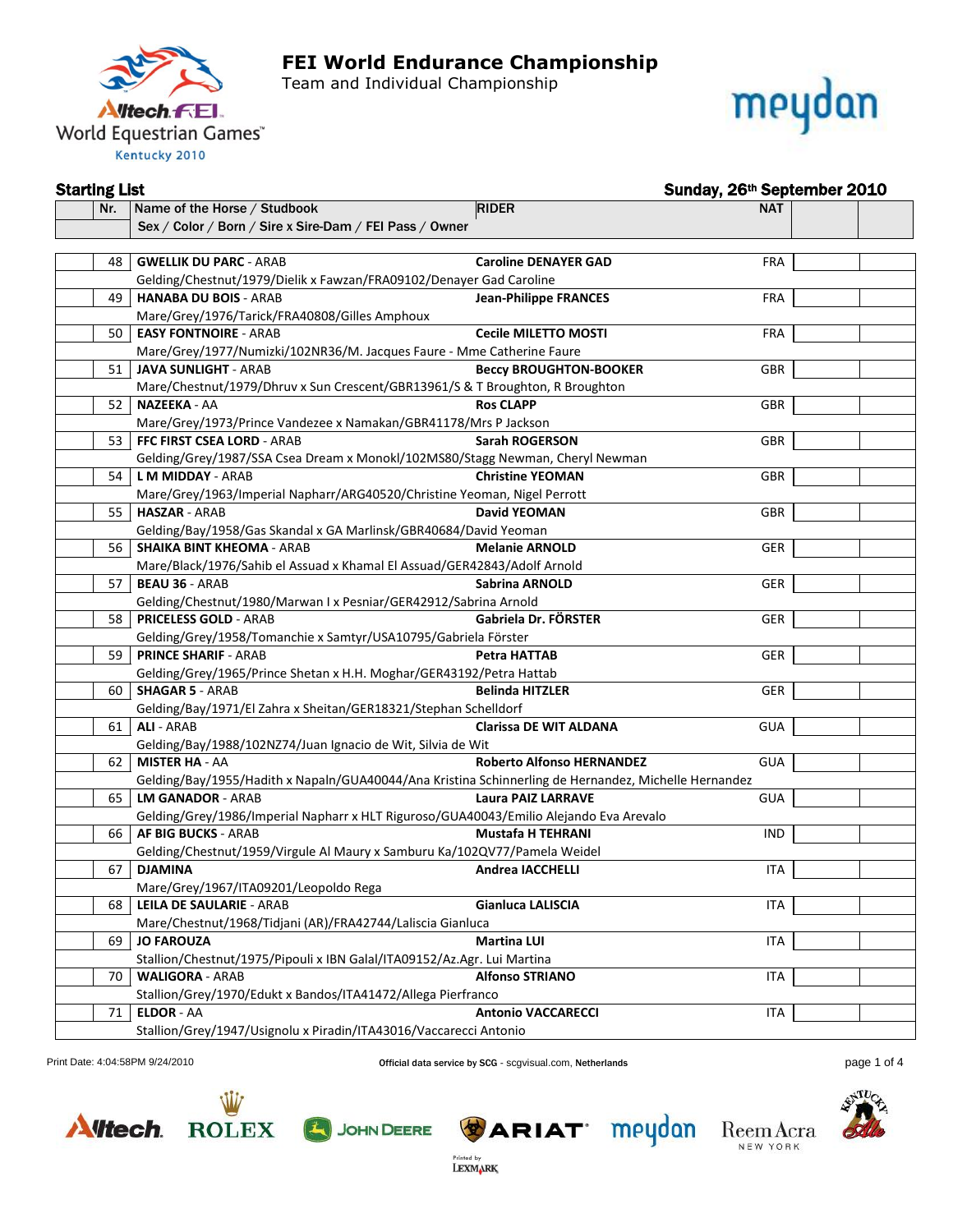# FEI World Endurance Championship

Team and Individual Championship

**Starting List** — **Sunday, 26th September 2010**

| Nr. | Name of the Horse / Studbook<br>Sex / Color / Born / Sire x Sire-Dam / FEI Pass / Owner | RIDER | NAT | | |
|---|---|---|---|---|---|
| 48 | **GWELLIK DU PARC** - ARAB<br>Gelding/Chestnut/1979/Dielik x Fawzan/FRA09102/Denayer Gad Caroline | **Caroline DENAYER GAD** | FRA | | |
| 49 | **HANABA DU BOIS** - ARAB<br>Mare/Grey/1976/Tarick/FRA40808/Gilles Amphoux | **Jean-Philippe FRANCES** | FRA | | |
| 50 | **EASY FONTNOIRE** - ARAB<br>Mare/Grey/1977/Numizki/102NR36/M. Jacques Faure - Mme Catherine Faure | **Cecile MILETTO MOSTI** | FRA | | |
| 51 | **JAVA SUNLIGHT** - ARAB<br>Mare/Chestnut/1979/Dhruv x Sun Crescent/GBR13961/S & T Broughton, R Broughton | **Beccy BROUGHTON-BOOKER** | GBR | | |
| 52 | **NAZEEKA** - AA<br>Mare/Grey/1973/Prince Vandezee x Namakan/GBR41178/Mrs P Jackson | **Ros CLAPP** | GBR | | |
| 53 | **FFC FIRST CSEA LORD** - ARAB<br>Gelding/Grey/1987/SSA Csea Dream x Monokl/102MS80/Stagg Newman, Cheryl Newman | **Sarah ROGERSON** | GBR | | |
| 54 | **L M MIDDAY** - ARAB<br>Mare/Grey/1963/Imperial Napharr/ARG40520/Christine Yeoman, Nigel Perrott | **Christine YEOMAN** | GBR | | |
| 55 | **HASZAR** - ARAB<br>Gelding/Bay/1958/Gas Skandal x GA Marlinsk/GBR40684/David Yeoman | **David YEOMAN** | GBR | | |
| 56 | **SHAIKA BINT KHEOMA** - ARAB<br>Mare/Black/1976/Sahib el Assuad x Khamal El Assuad/GER42843/Adolf Arnold | **Melanie ARNOLD** | GER | | |
| 57 | **BEAU 36** - ARAB<br>Gelding/Chestnut/1980/Marwan I x Pesniar/GER42912/Sabrina Arnold | **Sabrina ARNOLD** | GER | | |
| 58 | **PRICELESS GOLD** - ARAB<br>Gelding/Grey/1958/Tomanchie x Samtyr/USA10795/Gabriela Förster | **Gabriela Dr. FÖRSTER** | GER | | |
| 59 | **PRINCE SHARIF** - ARAB<br>Gelding/Grey/1965/Prince Shetan x H.H. Moghar/GER43192/Petra Hattab | **Petra HATTAB** | GER | | |
| 60 | **SHAGAR 5** - ARAB<br>Gelding/Bay/1971/El Zahra x Sheitan/GER18321/Stephan Schelldorf | **Belinda HITZLER** | GER | | |
| 61 | **ALI** - ARAB<br>Gelding/Bay/1988/102NZ74/Juan Ignacio de Wit, Silvia de Wit | **Clarissa DE WIT ALDANA** | GUA | | |
| 62 | **MISTER HA** - AA<br>Gelding/Bay/1955/Hadith x Napaln/GUA40044/Ana Kristina Schinnerling de Hernandez, Michelle Hernandez | **Roberto Alfonso HERNANDEZ** | GUA | | |
| 65 | **LM GANADOR** - ARAB<br>Gelding/Grey/1986/Imperial Napharr x HLT Riguroso/GUA40043/Emilio Alejando Eva Arevalo | **Laura PAIZ LARRAVE** | GUA | | |
| 66 | **AF BIG BUCKS** - ARAB<br>Gelding/Chestnut/1959/Virgule Al Maury x Samburu Ka/102QV77/Pamela Weidel | **Mustafa H TEHRANI** | IND | | |
| 67 | **DJAMINA**<br>Mare/Grey/1967/ITA09201/Leopoldo Rega | **Andrea IACCHELLI** | ITA | | |
| 68 | **LEILA DE SAULARIE** - ARAB<br>Mare/Chestnut/1968/Tidjani (AR)/FRA42744/Laliscia Gianluca | **Gianluca LALISCIA** | ITA | | |
| 69 | **JO FAROUZA**<br>Stallion/Chestnut/1975/Pipouli x IBN Galal/ITA09152/Az.Agr. Lui Martina | **Martina LUI** | ITA | | |
| 70 | **WALIGORA** - ARAB<br>Stallion/Grey/1970/Edukt x Bandos/ITA41472/Allega Pierfranco | **Alfonso STRIANO** | ITA | | |
| 71 | **ELDOR** - AA<br>Stallion/Grey/1947/Usignolu x Piradin/ITA43016/Vaccarecci Antonio | **Antonio VACCARECCI** | ITA | | |

Print Date: 4:04:58PM 9/24/2010 — Official data service by SCG - scgvisual.com, Netherlands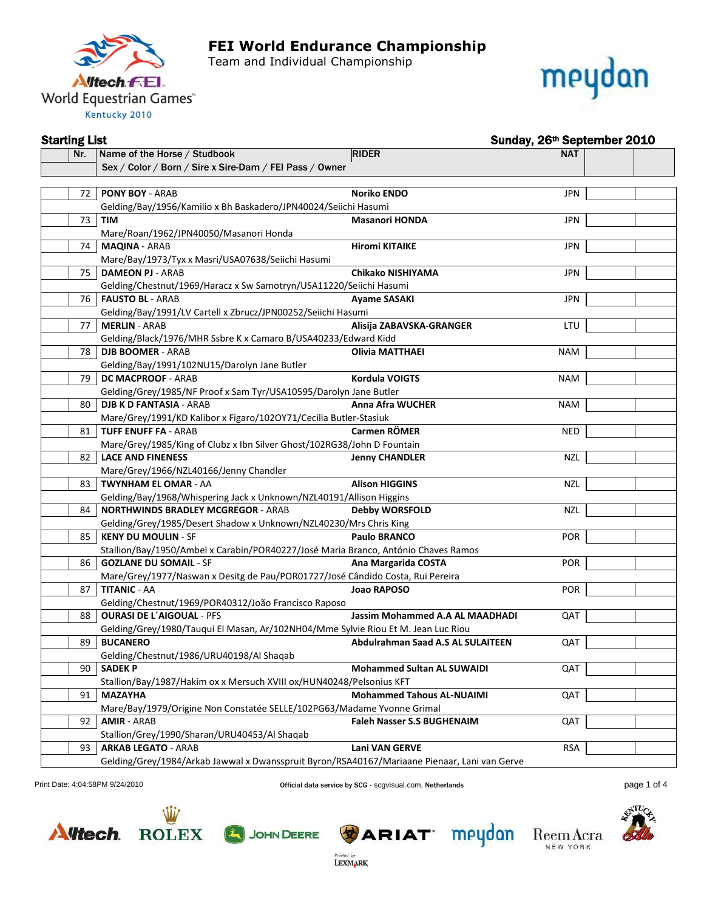# FEI World Endurance Championship

Team and Individual Championship

Alltech FEI World Equestrian Games™ Kentucky 2010

meydan

**Starting List** **Sunday, 26th September 2010**

| Nr. | Name of the Horse / Studbook<br>Sex / Color / Born / Sire x Sire-Dam / FEI Pass / Owner | RIDER | NAT | | |
|---|---|---|---|---|---|
| 72 | **PONY BOY** - ARAB<br>Gelding/Bay/1956/Kamilio x Bh Baskadero/JPN40024/Seiichi Hasumi | **Noriko ENDO** | JPN | | |
| 73 | **TIM**<br>Mare/Roan/1962/JPN40050/Masanori Honda | **Masanori HONDA** | JPN | | |
| 74 | **MAQINA** - ARAB<br>Mare/Bay/1973/Tyx x Masri/USA07638/Seiichi Hasumi | **Hiromi KITAIKE** | JPN | | |
| 75 | **DAMEON PJ** - ARAB<br>Gelding/Chestnut/1969/Haracz x Sw Samotryn/USA11220/Seiichi Hasumi | **Chikako NISHIYAMA** | JPN | | |
| 76 | **FAUSTO BL** - ARAB<br>Gelding/Bay/1991/LV Cartell x Zbrucz/JPN00252/Seiichi Hasumi | **Ayame SASAKI** | JPN | | |
| 77 | **MERLIN** - ARAB<br>Gelding/Black/1976/MHR Ssbre K x Camaro B/USA40233/Edward Kidd | **Alisija ZABAVSKA-GRANGER** | LTU | | |
| 78 | **DJB BOOMER** - ARAB<br>Gelding/Bay/1991/102NU15/Darolyn Jane Butler | **Olivia MATTHAEI** | NAM | | |
| 79 | **DC MACPROOF** - ARAB<br>Gelding/Grey/1985/NF Proof x Sam Tyr/USA10595/Darolyn Jane Butler | **Kordula VOIGTS** | NAM | | |
| 80 | **DJB K D FANTASIA** - ARAB<br>Mare/Grey/1991/KD Kalibor x Figaro/102OY71/Cecilia Butler-Stasiuk | **Anna Afra WUCHER** | NAM | | |
| 81 | **TUFF ENUFF FA** - ARAB<br>Mare/Grey/1985/King of Clubz x Ibn Silver Ghost/102RG38/John D Fountain | **Carmen RÖMER** | NED | | |
| 82 | **LACE AND FINENESS**<br>Mare/Grey/1966/NZL40166/Jenny Chandler | **Jenny CHANDLER** | NZL | | |
| 83 | **TWYNHAM EL OMAR** - AA<br>Gelding/Bay/1968/Whispering Jack x Unknown/NZL40191/Allison Higgins | **Alison HIGGINS** | NZL | | |
| 84 | **NORTHWINDS BRADLEY MCGREGOR** - ARAB<br>Gelding/Grey/1985/Desert Shadow x Unknown/NZL40230/Mrs Chris King | **Debby WORSFOLD** | NZL | | |
| 85 | **KENY DU MOULIN** - SF<br>Stallion/Bay/1950/Ambel x Carabin/POR40227/José Maria Branco, António Chaves Ramos | **Paulo BRANCO** | POR | | |
| 86 | **GOZLANE DU SOMAIL** - SF<br>Mare/Grey/1977/Naswan x Desitg de Pau/POR01727/José Cândido Costa, Rui Pereira | **Ana Margarida COSTA** | POR | | |
| 87 | **TITANIC** - AA<br>Gelding/Chestnut/1969/POR40312/João Francisco Raposo | **Joao RAPOSO** | POR | | |
| 88 | **OURASI DE L´AIGOUAL** - PFS<br>Gelding/Grey/1980/Tauqui El Masan, Ar/102NH04/Mme Sylvie Riou Et M. Jean Luc Riou | **Jassim Mohammed A.A AL MAADHADI** | QAT | | |
| 89 | **BUCANERO**<br>Gelding/Chestnut/1986/URU40198/Al Shaqab | **Abdulrahman Saad A.S AL SULAITEEN** | QAT | | |
| 90 | **SADEK P**<br>Stallion/Bay/1987/Hakim ox x Mersuch XVIII ox/HUN40248/Pelsonius KFT | **Mohammed Sultan AL SUWAIDI** | QAT | | |
| 91 | **MAZAYHA**<br>Mare/Bay/1979/Origine Non Constatée SELLE/102PG63/Madame Yvonne Grimal | **Mohammed Tahous AL-NUAIMI** | QAT | | |
| 92 | **AMIR** - ARAB<br>Stallion/Grey/1990/Sharan/URU40453/Al Shaqab | **Faleh Nasser S.S BUGHENAIM** | QAT | | |
| 93 | **ARKAB LEGATO** - ARAB<br>Gelding/Grey/1984/Arkab Jawwal x Dwansspruit Byron/RSA40167/Mariaane Pienaar, Lani van Gerve | **Lani VAN GERVE** | RSA | | |

Print Date: 4:04:58PM 9/24/2010 — Official data service by SCG - scgvisual.com, Netherlands

Alltech · ROLEX · JOHN DEERE · ARIAT · meydan · Reem Acra NEW YORK · Kentucky Alle

Printed by LEXMARK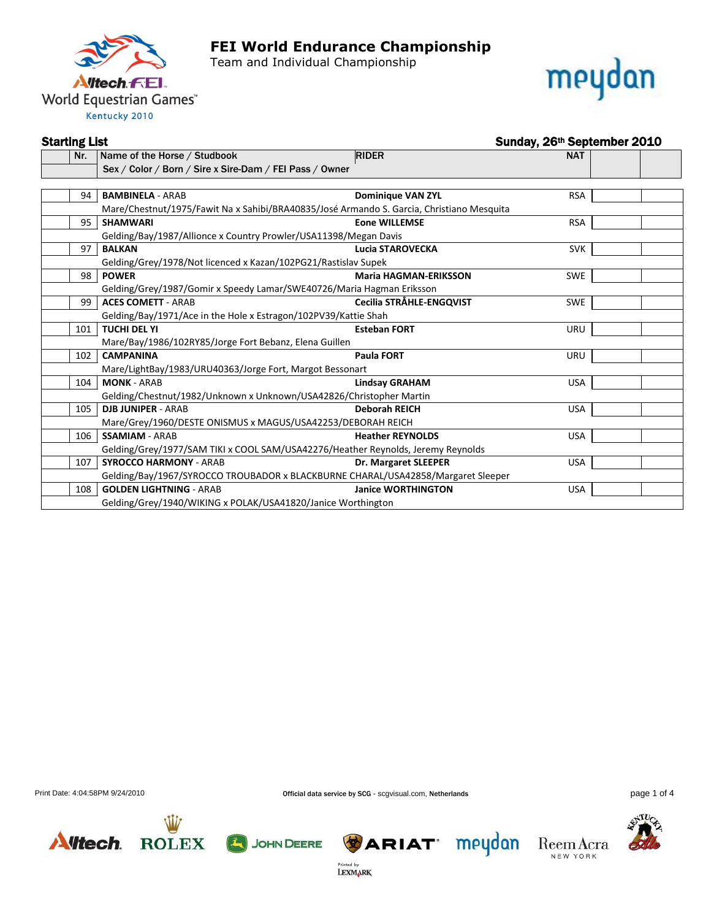# FEI World Endurance Championship

Team and Individual Championship

## Starting List

**Sunday, 26th September 2010**

| Nr. | Name of the Horse / Studbook<br>Sex / Color / Born / Sire x Sire-Dam / FEI Pass / Owner | RIDER | NAT | | |
|---|---|---|---|---|---|
| 94 | **BAMBINELA** - ARAB<br>Mare/Chestnut/1975/Fawit Na x Sahibi/BRA40835/José Armando S. Garcia, Christiano Mesquita | **Dominique VAN ZYL** | RSA | | |
| 95 | **SHAMWARI**<br>Gelding/Bay/1987/Allionce x Country Prowler/USA11398/Megan Davis | **Eone WILLEMSE** | RSA | | |
| 97 | **BALKAN**<br>Gelding/Grey/1978/Not licenced x Kazan/102PG21/Rastislav Supek | **Lucia STAROVECKA** | SVK | | |
| 98 | **POWER**<br>Gelding/Grey/1987/Gomir x Speedy Lamar/SWE40726/Maria Hagman Eriksson | **Maria HAGMAN-ERIKSSON** | SWE | | |
| 99 | **ACES COMETT** - ARAB<br>Gelding/Bay/1971/Ace in the Hole x Estragon/102PV39/Kattie Shah | **Cecilia STRÅHLE-ENGQVIST** | SWE | | |
| 101 | **TUCHI DEL YI**<br>Mare/Bay/1986/102RY85/Jorge Fort Bebanz, Elena Guillen | **Esteban FORT** | URU | | |
| 102 | **CAMPANINA**<br>Mare/LightBay/1983/URU40363/Jorge Fort, Margot Bessonart | **Paula FORT** | URU | | |
| 104 | **MONK** - ARAB<br>Gelding/Chestnut/1982/Unknown x Unknown/USA42826/Christopher Martin | **Lindsay GRAHAM** | USA | | |
| 105 | **DJB JUNIPER** - ARAB<br>Mare/Grey/1960/DESTE ONISMUS x MAGUS/USA42253/DEBORAH REICH | **Deborah REICH** | USA | | |
| 106 | **SSAMIAM** - ARAB<br>Gelding/Grey/1977/SAM TIKI x COOL SAM/USA42276/Heather Reynolds, Jeremy Reynolds | **Heather REYNOLDS** | USA | | |
| 107 | **SYROCCO HARMONY** - ARAB<br>Gelding/Bay/1967/SYROCCO TROUBADOR x BLACKBURNE CHARAL/USA42858/Margaret Sleeper | **Dr. Margaret SLEEPER** | USA | | |
| 108 | **GOLDEN LIGHTNING** - ARAB<br>Gelding/Grey/1940/WIKING x POLAK/USA41820/Janice Worthington | **Janice WORTHINGTON** | USA | | |

Print Date: 4:04:58PM 9/24/2010

**Official data service by SCG** - scgvisual.com, **Netherlands**